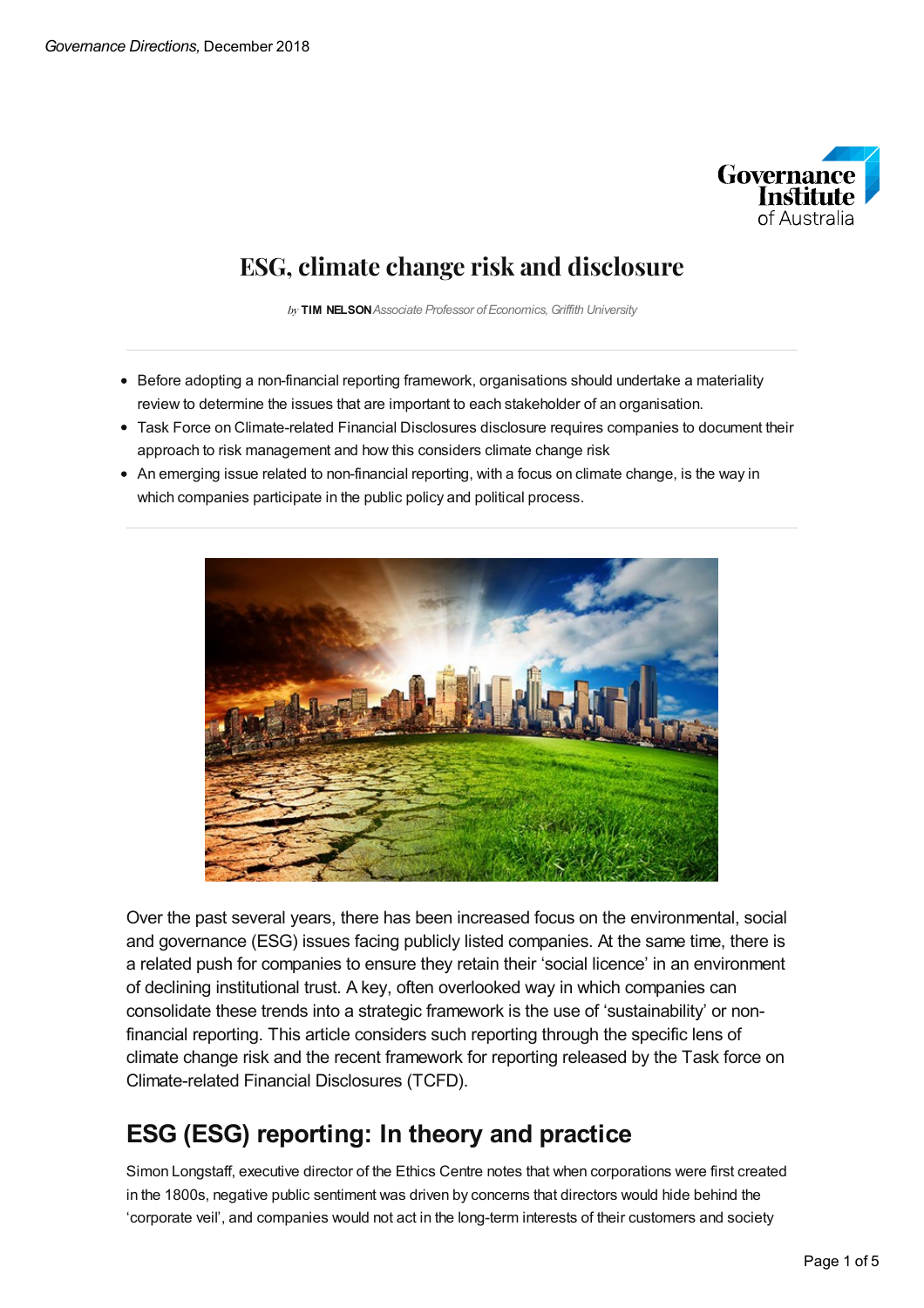# ESG, climate change risk and disclosure

*by* **TIM NELSON** *Associate Professor of Economics, Griffith University*

- Before adopting a non-financial reporting framework, organisations should undertake a materiality review to determine the issues that are important to each stakeholder of an organisation.
- Task Force on Climate-related Financial Disclosures disclosure requires companies to document their approach to risk management and how this considers climate change risk
- An emerging issue related to non-financial reporting, with a focus on climate change, is the way in which companies participate in the public policy and political process.

Over the past several years, there has been increased focus on the environmental, social and governance (ESG) issues facing publicly listed companies. At the same time, there is a related push for companies to ensure they retain their 'social licence' in an environment of declining institutional trust. A key, often overlooked way in which companies can consolidate these trends into a strategic framework is the use of 'sustainability' or non-financial reporting. This article considers such reporting through the specific lens of climate change risk and the recent framework for reporting released by the Task force on Climate-related Financial Disclosures (TCFD).

## ESG (ESG) reporting: In theory and practice

Simon Longstaff, executive director of the Ethics Centre notes that when corporations were first created in the 1800s, negative public sentiment was driven by concerns that directors would hide behind the 'corporate veil', and companies would not act in the long-term interests of their customers and society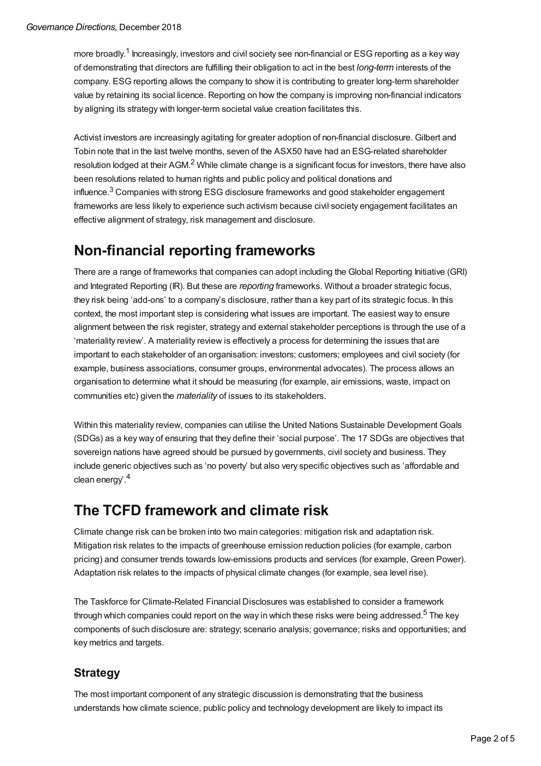more broadly.[1] Increasingly, investors and civil society see non-financial or ESG reporting as a key way of demonstrating that directors are fulfilling their obligation to act in the best *long-term* interests of the company. ESG reporting allows the company to show it is contributing to greater long-term shareholder value by retaining its social licence. Reporting on how the company is improving non-financial indicators by aligning its strategy with longer-term societal value creation facilitates this.

Activist investors are increasingly agitating for greater adoption of non-financial disclosure. Gilbert and Tobin note that in the last twelve months, seven of the ASX50 have had an ESG-related shareholder resolution lodged at their AGM.[2] While climate change is a significant focus for investors, there have also been resolutions related to human rights and public policy and political donations and influence.[3] Companies with strong ESG disclosure frameworks and good stakeholder engagement frameworks are less likely to experience such activism because civil society engagement facilitates an effective alignment of strategy, risk management and disclosure.

## Non-financial reporting frameworks

There are a range of frameworks that companies can adopt including the Global Reporting Initiative (GRI) and Integrated Reporting (IR). But these are *reporting* frameworks. Without a broader strategic focus, they risk being 'add-ons' to a company's disclosure, rather than a key part of its strategic focus. In this context, the most important step is considering what issues are important. The easiest way to ensure alignment between the risk register, strategy and external stakeholder perceptions is through the use of a 'materiality review'. A materiality review is effectively a process for determining the issues that are important to each stakeholder of an organisation: investors; customers; employees and civil society (for example, business associations, consumer groups, environmental advocates). The process allows an organisation to determine what it should be measuring (for example, air emissions, waste, impact on communities etc) given the *materiality* of issues to its stakeholders.

Within this materiality review, companies can utilise the United Nations Sustainable Development Goals (SDGs) as a key way of ensuring that they define their 'social purpose'. The 17 SDGs are objectives that sovereign nations have agreed should be pursued by governments, civil society and business. They include generic objectives such as 'no poverty' but also very specific objectives such as 'affordable and clean energy'.[4]

## The TCFD framework and climate risk

Climate change risk can be broken into two main categories: mitigation risk and adaptation risk. Mitigation risk relates to the impacts of greenhouse emission reduction policies (for example, carbon pricing) and consumer trends towards low-emissions products and services (for example, Green Power). Adaptation risk relates to the impacts of physical climate changes (for example, sea level rise).

The Taskforce for Climate-Related Financial Disclosures was established to consider a framework through which companies could report on the way in which these risks were being addressed.[5] The key components of such disclosure are: strategy; scenario analysis; governance; risks and opportunities; and key metrics and targets.

### Strategy

The most important component of any strategic discussion is demonstrating that the business understands how climate science, public policy and technology development are likely to impact its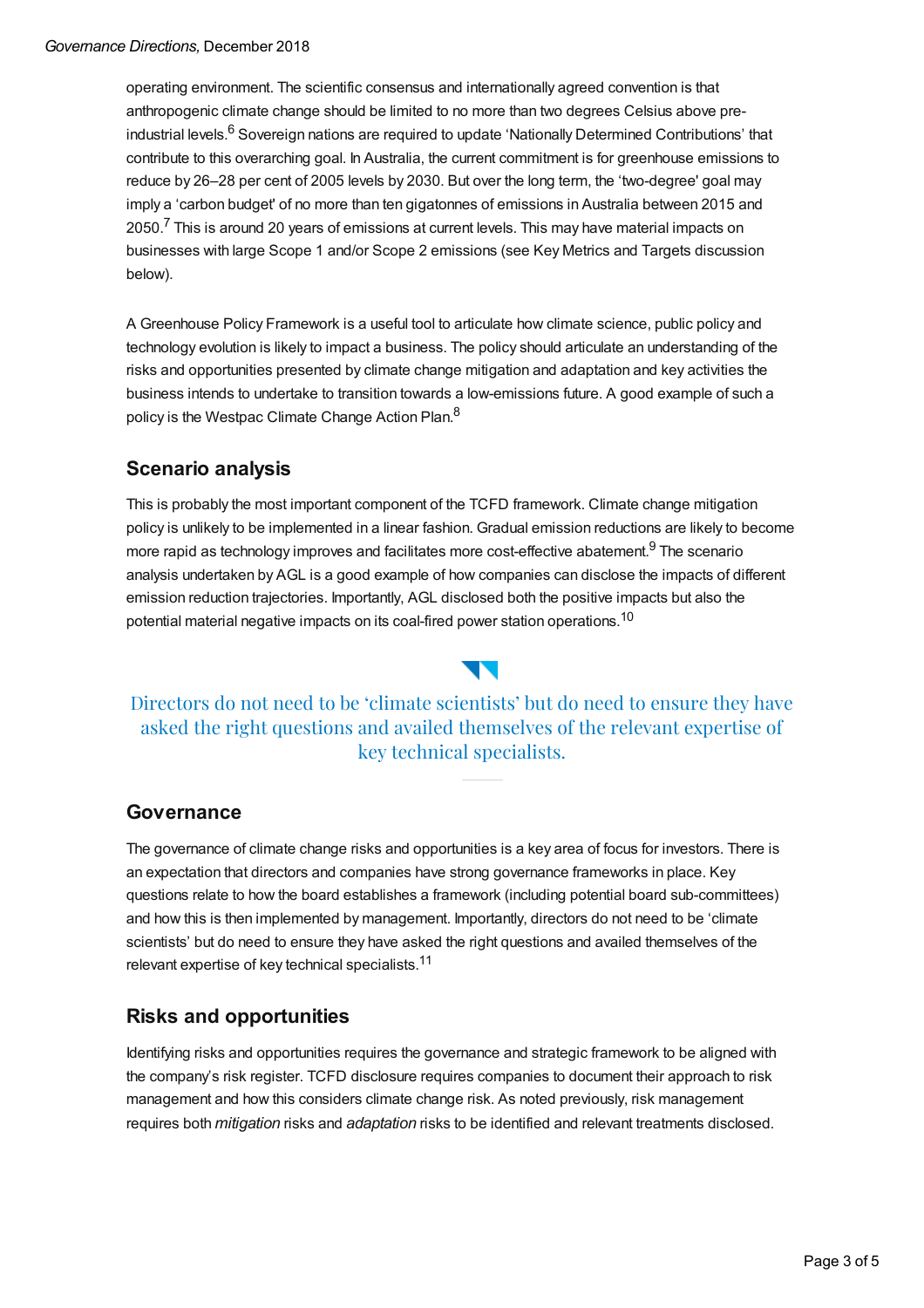operating environment. The scientific consensus and internationally agreed convention is that anthropogenic climate change should be limited to no more than two degrees Celsius above pre-industrial levels.[6] Sovereign nations are required to update 'Nationally Determined Contributions' that contribute to this overarching goal. In Australia, the current commitment is for greenhouse emissions to reduce by 26–28 per cent of 2005 levels by 2030. But over the long term, the 'two-degree' goal may imply a 'carbon budget' of no more than ten gigatonnes of emissions in Australia between 2015 and 2050.[7] This is around 20 years of emissions at current levels. This may have material impacts on businesses with large Scope 1 and/or Scope 2 emissions (see Key Metrics and Targets discussion below).

A Greenhouse Policy Framework is a useful tool to articulate how climate science, public policy and technology evolution is likely to impact a business. The policy should articulate an understanding of the risks and opportunities presented by climate change mitigation and adaptation and key activities the business intends to undertake to transition towards a low-emissions future. A good example of such a policy is the Westpac Climate Change Action Plan.[8]

## Scenario analysis

This is probably the most important component of the TCFD framework. Climate change mitigation policy is unlikely to be implemented in a linear fashion. Gradual emission reductions are likely to become more rapid as technology improves and facilitates more cost-effective abatement.[9] The scenario analysis undertaken by AGL is a good example of how companies can disclose the impacts of different emission reduction trajectories. Importantly, AGL disclosed both the positive impacts but also the potential material negative impacts on its coal-fired power station operations.[10]

> Directors do not need to be 'climate scientists' but do need to ensure they have asked the right questions and availed themselves of the relevant expertise of key technical specialists.

## Governance

The governance of climate change risks and opportunities is a key area of focus for investors. There is an expectation that directors and companies have strong governance frameworks in place. Key questions relate to how the board establishes a framework (including potential board sub-committees) and how this is then implemented by management. Importantly, directors do not need to be 'climate scientists' but do need to ensure they have asked the right questions and availed themselves of the relevant expertise of key technical specialists.[11]

## Risks and opportunities

Identifying risks and opportunities requires the governance and strategic framework to be aligned with the company's risk register. TCFD disclosure requires companies to document their approach to risk management and how this considers climate change risk. As noted previously, risk management requires both *mitigation* risks and *adaptation* risks to be identified and relevant treatments disclosed.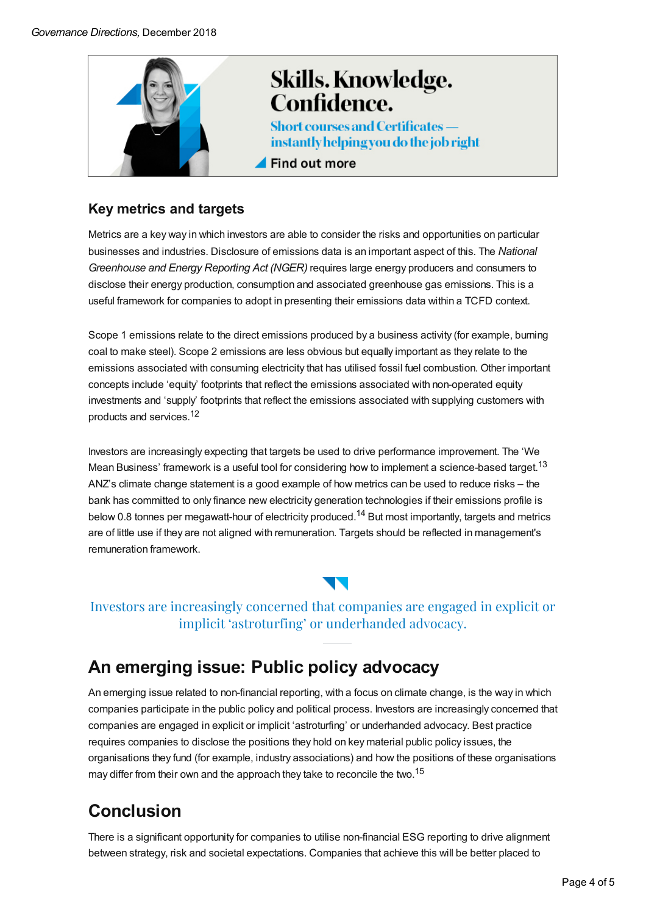## Key metrics and targets

Metrics are a key way in which investors are able to consider the risks and opportunities on particular businesses and industries. Disclosure of emissions data is an important aspect of this. The *National Greenhouse and Energy Reporting Act (NGER)* requires large energy producers and consumers to disclose their energy production, consumption and associated greenhouse gas emissions. This is a useful framework for companies to adopt in presenting their emissions data within a TCFD context.

Scope 1 emissions relate to the direct emissions produced by a business activity (for example, burning coal to make steel). Scope 2 emissions are less obvious but equally important as they relate to the emissions associated with consuming electricity that has utilised fossil fuel combustion. Other important concepts include 'equity' footprints that reflect the emissions associated with non-operated equity investments and 'supply' footprints that reflect the emissions associated with supplying customers with products and services.[12]

Investors are increasingly expecting that targets be used to drive performance improvement. The 'We Mean Business' framework is a useful tool for considering how to implement a science-based target.[13] ANZ's climate change statement is a good example of how metrics can be used to reduce risks – the bank has committed to only finance new electricity generation technologies if their emissions profile is below 0.8 tonnes per megawatt-hour of electricity produced.[14] But most importantly, targets and metrics are of little use if they are not aligned with remuneration. Targets should be reflected in management's remuneration framework.

> Investors are increasingly concerned that companies are engaged in explicit or implicit 'astroturfing' or underhanded advocacy.

## An emerging issue: Public policy advocacy

An emerging issue related to non-financial reporting, with a focus on climate change, is the way in which companies participate in the public policy and political process. Investors are increasingly concerned that companies are engaged in explicit or implicit 'astroturfing' or underhanded advocacy. Best practice requires companies to disclose the positions they hold on key material public policy issues, the organisations they fund (for example, industry associations) and how the positions of these organisations may differ from their own and the approach they take to reconcile the two.[15]

## Conclusion

There is a significant opportunity for companies to utilise non-financial ESG reporting to drive alignment between strategy, risk and societal expectations. Companies that achieve this will be better placed to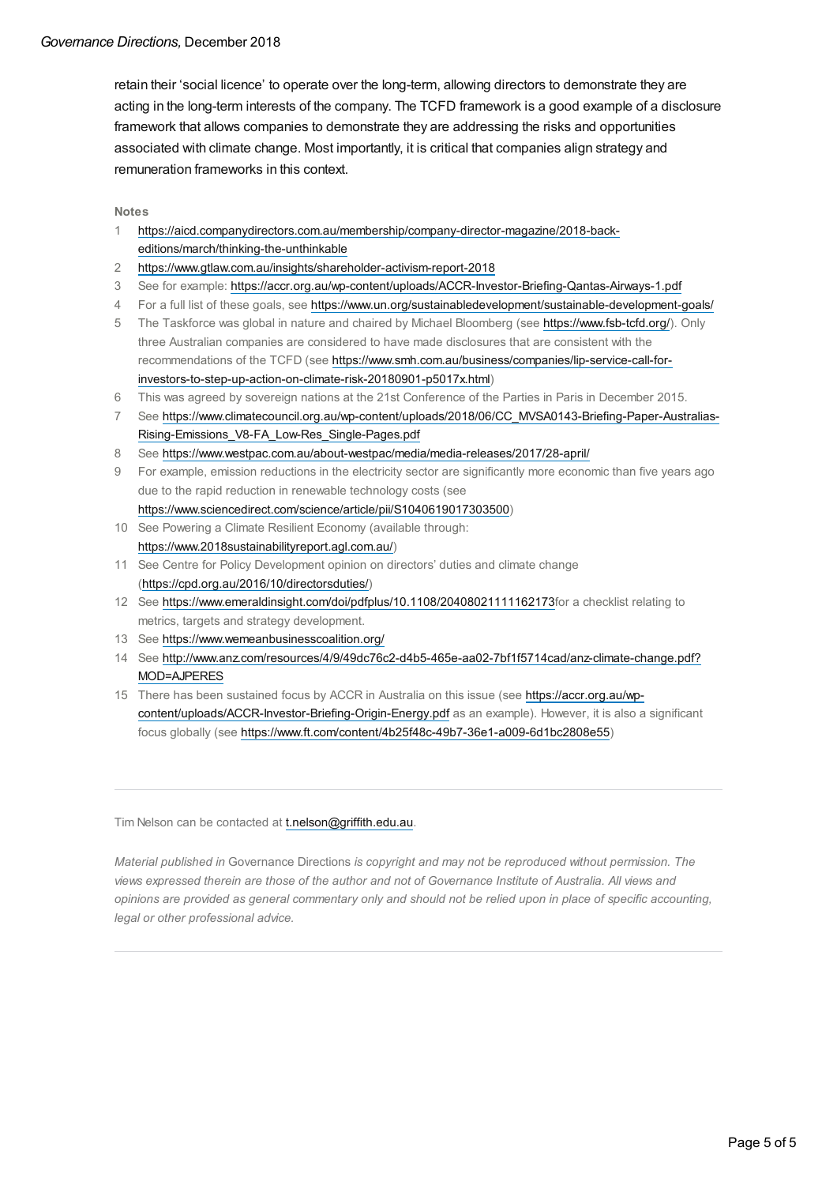retain their 'social licence' to operate over the long-term, allowing directors to demonstrate they are acting in the long-term interests of the company. The TCFD framework is a good example of a disclosure framework that allows companies to demonstrate they are addressing the risks and opportunities associated with climate change. Most importantly, it is critical that companies align strategy and remuneration frameworks in this context.

**Notes**

1. https://aicd.companydirectors.com.au/membership/company-director-magazine/2018-back-editions/march/thinking-the-unthinkable
2. https://www.gtlaw.com.au/insights/shareholder-activism-report-2018
3. See for example: https://accr.org.au/wp-content/uploads/ACCR-Investor-Briefing-Qantas-Airways-1.pdf
4. For a full list of these goals, see https://www.un.org/sustainabledevelopment/sustainable-development-goals/
5. The Taskforce was global in nature and chaired by Michael Bloomberg (see https://www.fsb-tcfd.org/). Only three Australian companies are considered to have made disclosures that are consistent with the recommendations of the TCFD (see https://www.smh.com.au/business/companies/lip-service-call-for-investors-to-step-up-action-on-climate-risk-20180901-p5017x.html)
6. This was agreed by sovereign nations at the 21st Conference of the Parties in Paris in December 2015.
7. See https://www.climatecouncil.org.au/wp-content/uploads/2018/06/CC_MVSA0143-Briefing-Paper-Australias-Rising-Emissions_V8-FA_Low-Res_Single-Pages.pdf
8. See https://www.westpac.com.au/about-westpac/media/media-releases/2017/28-april/
9. For example, emission reductions in the electricity sector are significantly more economic than five years ago due to the rapid reduction in renewable technology costs (see https://www.sciencedirect.com/science/article/pii/S1040619017303500)
10. See Powering a Climate Resilient Economy (available through: https://www.2018sustainabilityreport.agl.com.au/)
11. See Centre for Policy Development opinion on directors' duties and climate change (https://cpd.org.au/2016/10/directorsduties/)
12. See https://www.emeraldinsight.com/doi/pdfplus/10.1108/20408021111162173for a checklist relating to metrics, targets and strategy development.
13. See https://www.wemeanbusinesscoalition.org/
14. See http://www.anz.com/resources/4/9/49dc76c2-d4b5-465e-aa02-7bf1f5714cad/anz-climate-change.pdf?MOD=AJPERES
15. There has been sustained focus by ACCR in Australia on this issue (see https://accr.org.au/wp-content/uploads/ACCR-Investor-Briefing-Origin-Energy.pdf as an example). However, it is also a significant focus globally (see https://www.ft.com/content/4b25f48c-49b7-36e1-a009-6d1bc2808e55)

---

Tim Nelson can be contacted at t.nelson@griffith.edu.au.

*Material published in* Governance Directions *is copyright and may not be reproduced without permission. The views expressed therein are those of the author and not of Governance Institute of Australia. All views and opinions are provided as general commentary only and should not be relied upon in place of specific accounting, legal or other professional advice.*